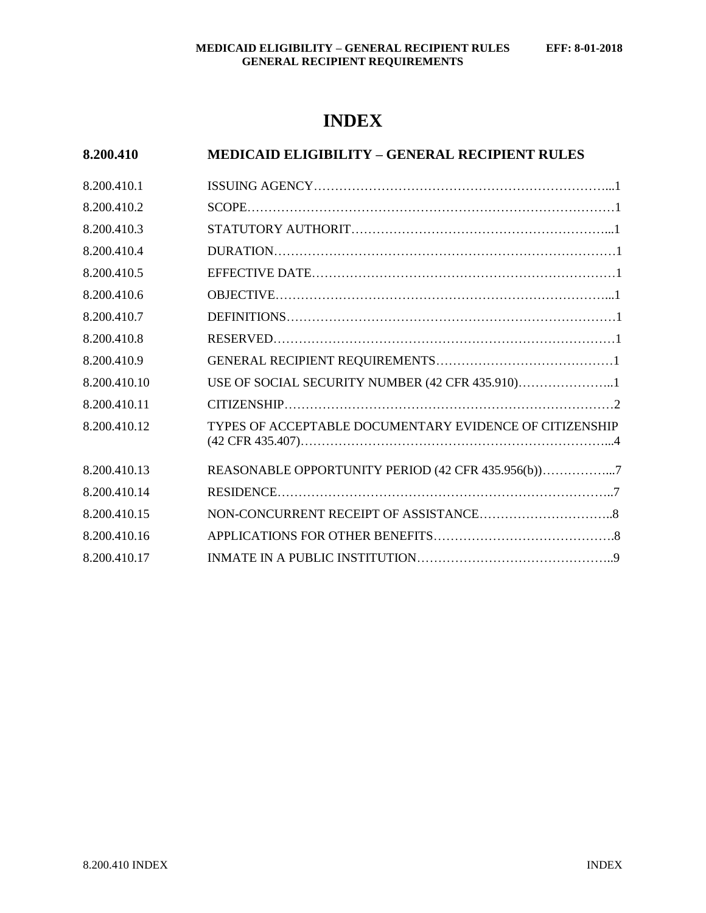# INDEX

| 8.200.410 | MEDICAID ELIGIBILITY – GENERAL RECIPIENT RULES | |
|---|---|---|
| 8.200.410.1 | ISSUING AGENCY | 1 |
| 8.200.410.2 | SCOPE | 1 |
| 8.200.410.3 | STATUTORY AUTHORIT | 1 |
| 8.200.410.4 | DURATION | 1 |
| 8.200.410.5 | EFFECTIVE DATE | 1 |
| 8.200.410.6 | OBJECTIVE | 1 |
| 8.200.410.7 | DEFINITIONS | 1 |
| 8.200.410.8 | RESERVED | 1 |
| 8.200.410.9 | GENERAL RECIPIENT REQUIREMENTS | 1 |
| 8.200.410.10 | USE OF SOCIAL SECURITY NUMBER (42 CFR 435.910) | 1 |
| 8.200.410.11 | CITIZENSHIP | 2 |
| 8.200.410.12 | TYPES OF ACCEPTABLE DOCUMENTARY EVIDENCE OF CITIZENSHIP (42 CFR 435.407) | 4 |
| 8.200.410.13 | REASONABLE OPPORTUNITY PERIOD (42 CFR 435.956(b)) | 7 |
| 8.200.410.14 | RESIDENCE | 7 |
| 8.200.410.15 | NON-CONCURRENT RECEIPT OF ASSISTANCE | 8 |
| 8.200.410.16 | APPLICATIONS FOR OTHER BENEFITS | 8 |
| 8.200.410.17 | INMATE IN A PUBLIC INSTITUTION | 9 |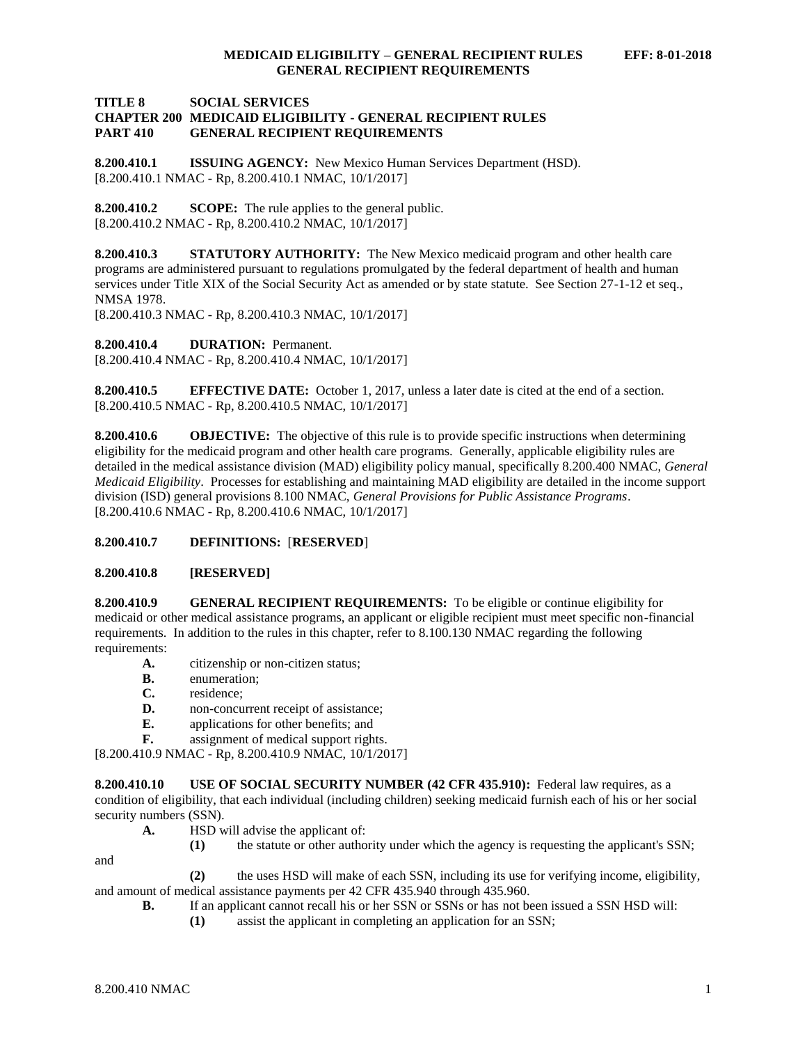**TITLE 8 SOCIAL SERVICES**
**CHAPTER 200 MEDICAID ELIGIBILITY - GENERAL RECIPIENT RULES**
**PART 410 GENERAL RECIPIENT REQUIREMENTS**

**8.200.410.1 ISSUING AGENCY:** New Mexico Human Services Department (HSD).
[8.200.410.1 NMAC - Rp, 8.200.410.1 NMAC, 10/1/2017]

**8.200.410.2 SCOPE:** The rule applies to the general public.
[8.200.410.2 NMAC - Rp, 8.200.410.2 NMAC, 10/1/2017]

**8.200.410.3 STATUTORY AUTHORITY:** The New Mexico medicaid program and other health care programs are administered pursuant to regulations promulgated by the federal department of health and human services under Title XIX of the Social Security Act as amended or by state statute. See Section 27-1-12 et seq., NMSA 1978.
[8.200.410.3 NMAC - Rp, 8.200.410.3 NMAC, 10/1/2017]

**8.200.410.4 DURATION:** Permanent.
[8.200.410.4 NMAC - Rp, 8.200.410.4 NMAC, 10/1/2017]

**8.200.410.5 EFFECTIVE DATE:** October 1, 2017, unless a later date is cited at the end of a section.
[8.200.410.5 NMAC - Rp, 8.200.410.5 NMAC, 10/1/2017]

**8.200.410.6 OBJECTIVE:** The objective of this rule is to provide specific instructions when determining eligibility for the medicaid program and other health care programs. Generally, applicable eligibility rules are detailed in the medical assistance division (MAD) eligibility policy manual, specifically 8.200.400 NMAC, *General Medicaid Eligibility*. Processes for establishing and maintaining MAD eligibility are detailed in the income support division (ISD) general provisions 8.100 NMAC, *General Provisions for Public Assistance Programs*.
[8.200.410.6 NMAC - Rp, 8.200.410.6 NMAC, 10/1/2017]

**8.200.410.7 DEFINITIONS:** [**RESERVED**]

**8.200.410.8 [RESERVED]**

**8.200.410.9 GENERAL RECIPIENT REQUIREMENTS:** To be eligible or continue eligibility for medicaid or other medical assistance programs, an applicant or eligible recipient must meet specific non-financial requirements. In addition to the rules in this chapter, refer to 8.100.130 NMAC regarding the following requirements:

**A.** citizenship or non-citizen status;
**B.** enumeration;
**C.** residence;
**D.** non-concurrent receipt of assistance;
**E.** applications for other benefits; and
**F.** assignment of medical support rights.

[8.200.410.9 NMAC - Rp, 8.200.410.9 NMAC, 10/1/2017]

**8.200.410.10 USE OF SOCIAL SECURITY NUMBER (42 CFR 435.910):** Federal law requires, as a condition of eligibility, that each individual (including children) seeking medicaid furnish each of his or her social security numbers (SSN).

**A.** HSD will advise the applicant of:

**(1)** the statute or other authority under which the agency is requesting the applicant's SSN; and

**(2)** the uses HSD will make of each SSN, including its use for verifying income, eligibility, and amount of medical assistance payments per 42 CFR 435.940 through 435.960.

**B.** If an applicant cannot recall his or her SSN or SSNs or has not been issued a SSN HSD will:

**(1)** assist the applicant in completing an application for an SSN;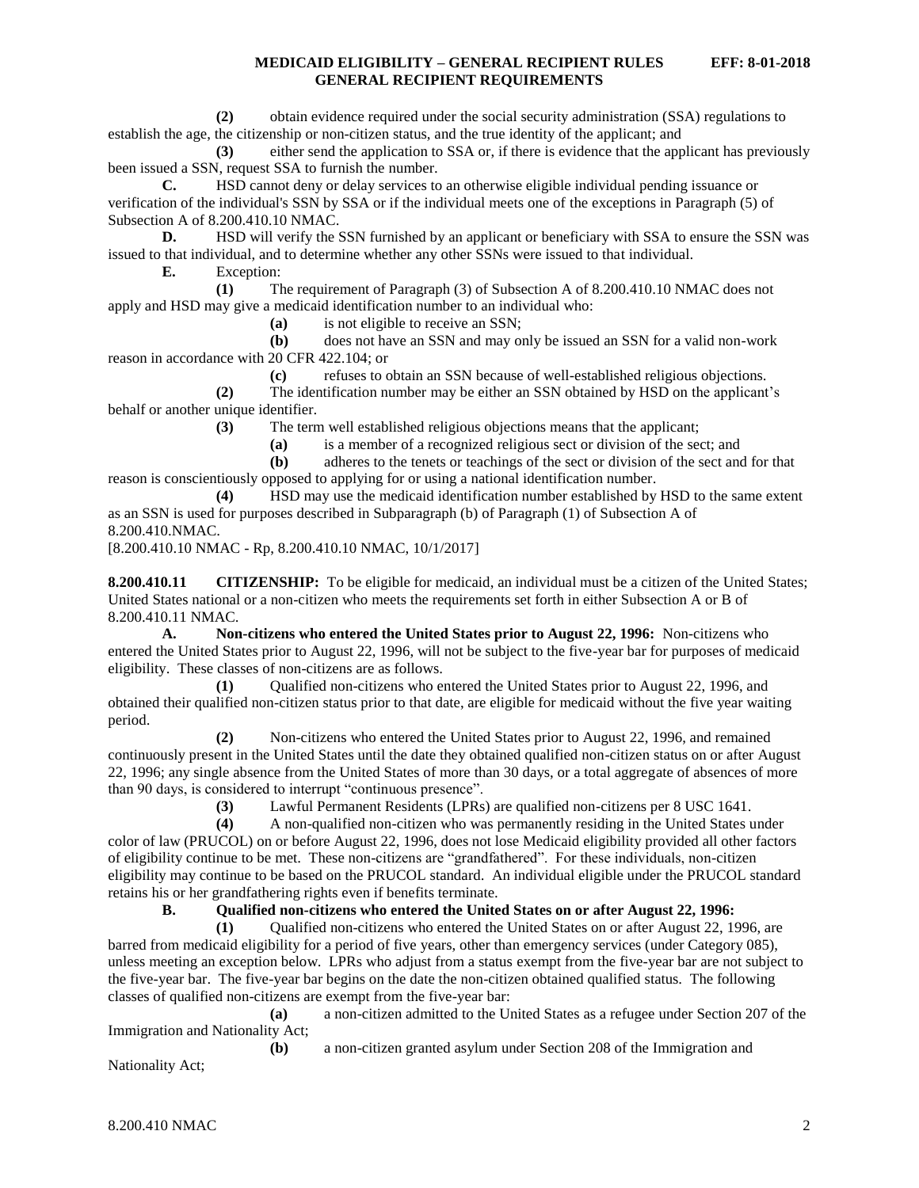**(2)** obtain evidence required under the social security administration (SSA) regulations to establish the age, the citizenship or non-citizen status, and the true identity of the applicant; and

**(3)** either send the application to SSA or, if there is evidence that the applicant has previously been issued a SSN, request SSA to furnish the number.

**C.** HSD cannot deny or delay services to an otherwise eligible individual pending issuance or verification of the individual's SSN by SSA or if the individual meets one of the exceptions in Paragraph (5) of Subsection A of 8.200.410.10 NMAC.

**D.** HSD will verify the SSN furnished by an applicant or beneficiary with SSA to ensure the SSN was issued to that individual, and to determine whether any other SSNs were issued to that individual.

**E.** Exception:

**(1)** The requirement of Paragraph (3) of Subsection A of 8.200.410.10 NMAC does not apply and HSD may give a medicaid identification number to an individual who:

**(a)** is not eligible to receive an SSN;

**(b)** does not have an SSN and may only be issued an SSN for a valid non-work reason in accordance with 20 CFR 422.104; or

**(c)** refuses to obtain an SSN because of well-established religious objections.

**(2)** The identification number may be either an SSN obtained by HSD on the applicant's behalf or another unique identifier.

**(3)** The term well established religious objections means that the applicant;

**(a)** is a member of a recognized religious sect or division of the sect; and

**(b)** adheres to the tenets or teachings of the sect or division of the sect and for that reason is conscientiously opposed to applying for or using a national identification number.

**(4)** HSD may use the medicaid identification number established by HSD to the same extent as an SSN is used for purposes described in Subparagraph (b) of Paragraph (1) of Subsection A of 8.200.410.NMAC.

[8.200.410.10 NMAC - Rp, 8.200.410.10 NMAC, 10/1/2017]

**8.200.410.11 CITIZENSHIP:** To be eligible for medicaid, an individual must be a citizen of the United States; United States national or a non-citizen who meets the requirements set forth in either Subsection A or B of 8.200.410.11 NMAC.

**A. Non-citizens who entered the United States prior to August 22, 1996:** Non-citizens who entered the United States prior to August 22, 1996, will not be subject to the five-year bar for purposes of medicaid eligibility. These classes of non-citizens are as follows.

**(1)** Qualified non-citizens who entered the United States prior to August 22, 1996, and obtained their qualified non-citizen status prior to that date, are eligible for medicaid without the five year waiting period.

**(2)** Non-citizens who entered the United States prior to August 22, 1996, and remained continuously present in the United States until the date they obtained qualified non-citizen status on or after August 22, 1996; any single absence from the United States of more than 30 days, or a total aggregate of absences of more than 90 days, is considered to interrupt "continuous presence".

**(3)** Lawful Permanent Residents (LPRs) are qualified non-citizens per 8 USC 1641.

**(4)** A non-qualified non-citizen who was permanently residing in the United States under color of law (PRUCOL) on or before August 22, 1996, does not lose Medicaid eligibility provided all other factors of eligibility continue to be met. These non-citizens are "grandfathered". For these individuals, non-citizen eligibility may continue to be based on the PRUCOL standard. An individual eligible under the PRUCOL standard retains his or her grandfathering rights even if benefits terminate.

**B. Qualified non-citizens who entered the United States on or after August 22, 1996:**

**(1)** Qualified non-citizens who entered the United States on or after August 22, 1996, are barred from medicaid eligibility for a period of five years, other than emergency services (under Category 085), unless meeting an exception below. LPRs who adjust from a status exempt from the five-year bar are not subject to the five-year bar. The five-year bar begins on the date the non-citizen obtained qualified status. The following classes of qualified non-citizens are exempt from the five-year bar:

**(a)** a non-citizen admitted to the United States as a refugee under Section 207 of the Immigration and Nationality Act;

**(b)** a non-citizen granted asylum under Section 208 of the Immigration and Nationality Act;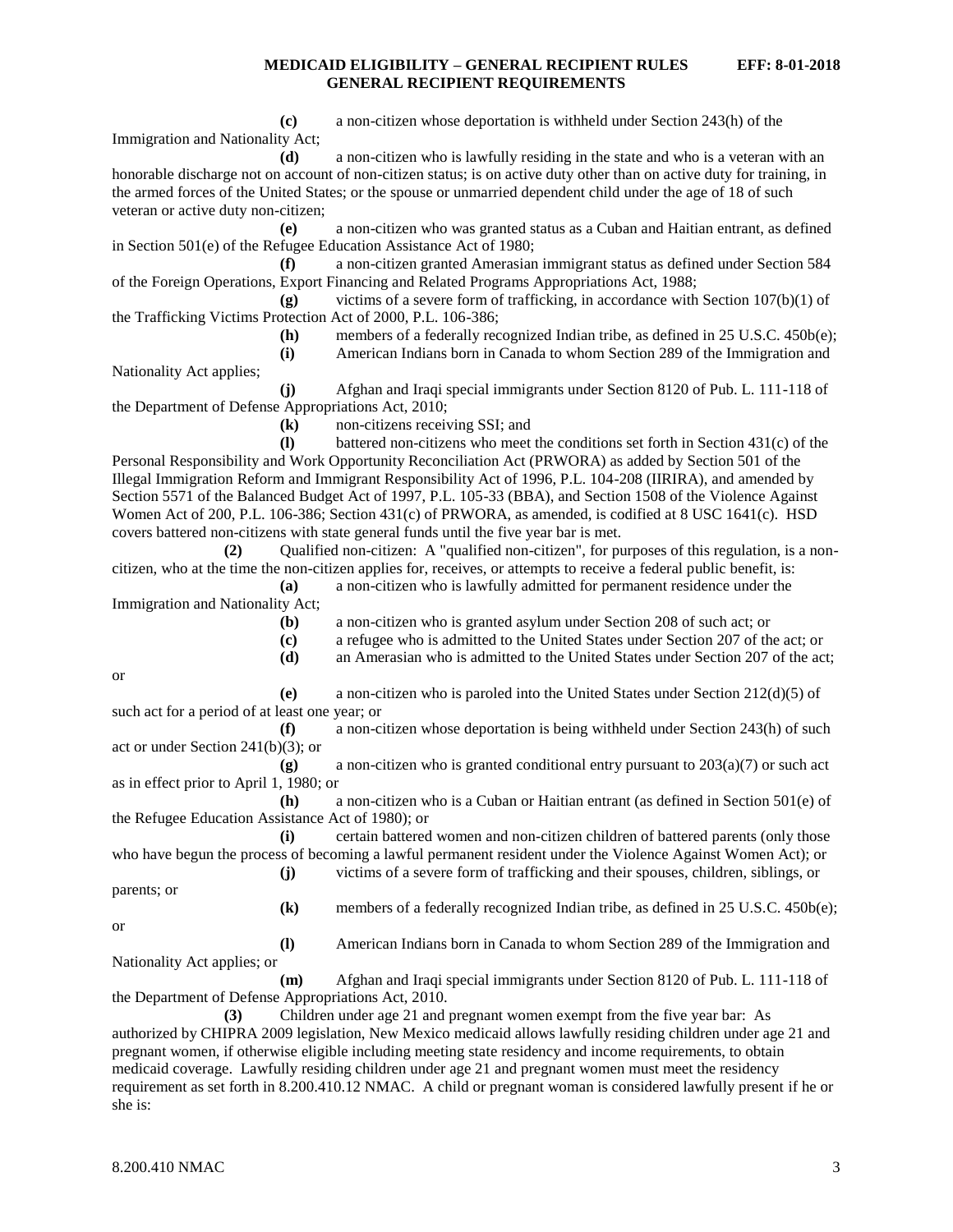**(c)** a non-citizen whose deportation is withheld under Section 243(h) of the Immigration and Nationality Act;

**(d)** a non-citizen who is lawfully residing in the state and who is a veteran with an honorable discharge not on account of non-citizen status; is on active duty other than on active duty for training, in the armed forces of the United States; or the spouse or unmarried dependent child under the age of 18 of such veteran or active duty non-citizen;

**(e)** a non-citizen who was granted status as a Cuban and Haitian entrant, as defined in Section 501(e) of the Refugee Education Assistance Act of 1980;

**(f)** a non-citizen granted Amerasian immigrant status as defined under Section 584 of the Foreign Operations, Export Financing and Related Programs Appropriations Act, 1988;

**(g)** victims of a severe form of trafficking, in accordance with Section 107(b)(1) of the Trafficking Victims Protection Act of 2000, P.L. 106-386;

**(h)** members of a federally recognized Indian tribe, as defined in 25 U.S.C. 450b(e);

**(i)** American Indians born in Canada to whom Section 289 of the Immigration and Nationality Act applies;

**(j)** Afghan and Iraqi special immigrants under Section 8120 of Pub. L. 111-118 of the Department of Defense Appropriations Act, 2010;

**(k)** non-citizens receiving SSI; and

**(l)** battered non-citizens who meet the conditions set forth in Section 431(c) of the Personal Responsibility and Work Opportunity Reconciliation Act (PRWORA) as added by Section 501 of the Illegal Immigration Reform and Immigrant Responsibility Act of 1996, P.L. 104-208 (IIRIRA), and amended by Section 5571 of the Balanced Budget Act of 1997, P.L. 105-33 (BBA), and Section 1508 of the Violence Against Women Act of 200, P.L. 106-386; Section 431(c) of PRWORA, as amended, is codified at 8 USC 1641(c). HSD covers battered non-citizens with state general funds until the five year bar is met.

**(2)** Qualified non-citizen: A "qualified non-citizen", for purposes of this regulation, is a non-citizen, who at the time the non-citizen applies for, receives, or attempts to receive a federal public benefit, is:

**(a)** a non-citizen who is lawfully admitted for permanent residence under the Immigration and Nationality Act;

**(b)** a non-citizen who is granted asylum under Section 208 of such act; or

**(c)** a refugee who is admitted to the United States under Section 207 of the act; or

**(d)** an Amerasian who is admitted to the United States under Section 207 of the act; or

**(e)** a non-citizen who is paroled into the United States under Section 212(d)(5) of such act for a period of at least one year; or

**(f)** a non-citizen whose deportation is being withheld under Section 243(h) of such act or under Section 241(b)(3); or

**(g)** a non-citizen who is granted conditional entry pursuant to 203(a)(7) or such act as in effect prior to April 1, 1980; or

**(h)** a non-citizen who is a Cuban or Haitian entrant (as defined in Section 501(e) of the Refugee Education Assistance Act of 1980); or

**(i)** certain battered women and non-citizen children of battered parents (only those who have begun the process of becoming a lawful permanent resident under the Violence Against Women Act); or

**(j)** victims of a severe form of trafficking and their spouses, children, siblings, or parents; or

**(k)** members of a federally recognized Indian tribe, as defined in 25 U.S.C. 450b(e); or

**(l)** American Indians born in Canada to whom Section 289 of the Immigration and Nationality Act applies; or

**(m)** Afghan and Iraqi special immigrants under Section 8120 of Pub. L. 111-118 of the Department of Defense Appropriations Act, 2010.

**(3)** Children under age 21 and pregnant women exempt from the five year bar: As authorized by CHIPRA 2009 legislation, New Mexico medicaid allows lawfully residing children under age 21 and pregnant women, if otherwise eligible including meeting state residency and income requirements, to obtain medicaid coverage. Lawfully residing children under age 21 and pregnant women must meet the residency requirement as set forth in 8.200.410.12 NMAC. A child or pregnant woman is considered lawfully present if he or she is: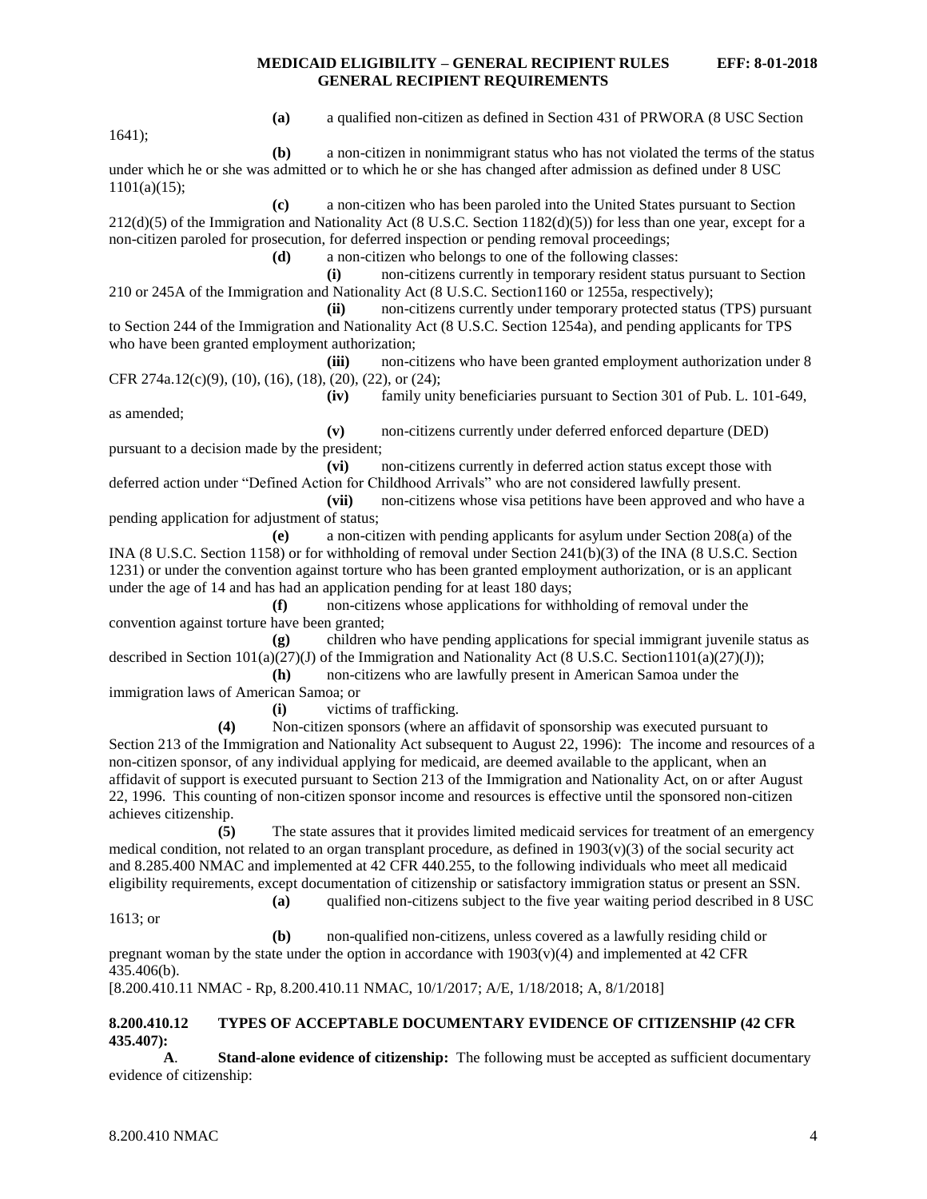**(a)** a qualified non-citizen as defined in Section 431 of PRWORA (8 USC Section 1641);

**(b)** a non-citizen in nonimmigrant status who has not violated the terms of the status under which he or she was admitted or to which he or she has changed after admission as defined under 8 USC 1101(a)(15);

**(c)** a non-citizen who has been paroled into the United States pursuant to Section 212(d)(5) of the Immigration and Nationality Act (8 U.S.C. Section 1182(d)(5)) for less than one year, except for a non-citizen paroled for prosecution, for deferred inspection or pending removal proceedings;

**(d)** a non-citizen who belongs to one of the following classes:

**(i)** non-citizens currently in temporary resident status pursuant to Section 210 or 245A of the Immigration and Nationality Act (8 U.S.C. Section1160 or 1255a, respectively);

**(ii)** non-citizens currently under temporary protected status (TPS) pursuant to Section 244 of the Immigration and Nationality Act (8 U.S.C. Section 1254a), and pending applicants for TPS who have been granted employment authorization;

**(iii)** non-citizens who have been granted employment authorization under 8 CFR 274a.12(c)(9), (10), (16), (18), (20), (22), or (24);

**(iv)** family unity beneficiaries pursuant to Section 301 of Pub. L. 101-649, as amended;

**(v)** non-citizens currently under deferred enforced departure (DED) pursuant to a decision made by the president;

**(vi)** non-citizens currently in deferred action status except those with deferred action under "Defined Action for Childhood Arrivals" who are not considered lawfully present.

**(vii)** non-citizens whose visa petitions have been approved and who have a pending application for adjustment of status;

**(e)** a non-citizen with pending applicants for asylum under Section 208(a) of the INA (8 U.S.C. Section 1158) or for withholding of removal under Section 241(b)(3) of the INA (8 U.S.C. Section 1231) or under the convention against torture who has been granted employment authorization, or is an applicant under the age of 14 and has had an application pending for at least 180 days;

**(f)** non-citizens whose applications for withholding of removal under the convention against torture have been granted;

**(g)** children who have pending applications for special immigrant juvenile status as described in Section 101(a)(27)(J) of the Immigration and Nationality Act (8 U.S.C. Section1101(a)(27)(J));

**(h)** non-citizens who are lawfully present in American Samoa under the immigration laws of American Samoa; or

**(i)** victims of trafficking.

**(4)** Non-citizen sponsors (where an affidavit of sponsorship was executed pursuant to Section 213 of the Immigration and Nationality Act subsequent to August 22, 1996): The income and resources of a non-citizen sponsor, of any individual applying for medicaid, are deemed available to the applicant, when an affidavit of support is executed pursuant to Section 213 of the Immigration and Nationality Act, on or after August 22, 1996. This counting of non-citizen sponsor income and resources is effective until the sponsored non-citizen achieves citizenship.

**(5)** The state assures that it provides limited medicaid services for treatment of an emergency medical condition, not related to an organ transplant procedure, as defined in 1903(v)(3) of the social security act and 8.285.400 NMAC and implemented at 42 CFR 440.255, to the following individuals who meet all medicaid eligibility requirements, except documentation of citizenship or satisfactory immigration status or present an SSN.

**(a)** qualified non-citizens subject to the five year waiting period described in 8 USC 1613; or

**(b)** non-qualified non-citizens, unless covered as a lawfully residing child or pregnant woman by the state under the option in accordance with 1903(v)(4) and implemented at 42 CFR 435.406(b).

[8.200.410.11 NMAC - Rp, 8.200.410.11 NMAC, 10/1/2017; A/E, 1/18/2018; A, 8/1/2018]

**8.200.410.12 TYPES OF ACCEPTABLE DOCUMENTARY EVIDENCE OF CITIZENSHIP (42 CFR 435.407):**

**A**. **Stand-alone evidence of citizenship:** The following must be accepted as sufficient documentary evidence of citizenship: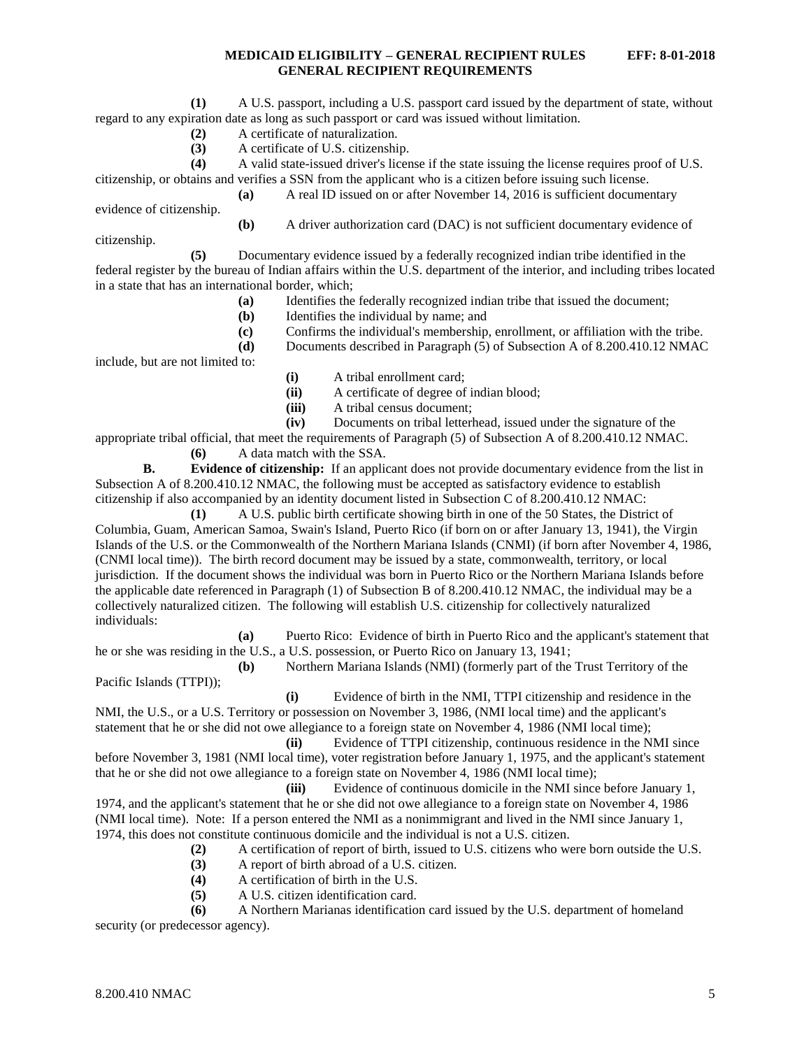**(1)** A U.S. passport, including a U.S. passport card issued by the department of state, without regard to any expiration date as long as such passport or card was issued without limitation.

**(2)** A certificate of naturalization.

**(3)** A certificate of U.S. citizenship.

**(4)** A valid state-issued driver's license if the state issuing the license requires proof of U.S. citizenship, or obtains and verifies a SSN from the applicant who is a citizen before issuing such license.

**(a)** A real ID issued on or after November 14, 2016 is sufficient documentary evidence of citizenship.

**(b)** A driver authorization card (DAC) is not sufficient documentary evidence of citizenship.

**(5)** Documentary evidence issued by a federally recognized indian tribe identified in the federal register by the bureau of Indian affairs within the U.S. department of the interior, and including tribes located in a state that has an international border, which;

**(a)** Identifies the federally recognized indian tribe that issued the document;

**(b)** Identifies the individual by name; and

**(c)** Confirms the individual's membership, enrollment, or affiliation with the tribe.

**(d)** Documents described in Paragraph (5) of Subsection A of 8.200.410.12 NMAC include, but are not limited to:

**(i)** A tribal enrollment card;

**(ii)** A certificate of degree of indian blood;

**(iii)** A tribal census document;

**(iv)** Documents on tribal letterhead, issued under the signature of the appropriate tribal official, that meet the requirements of Paragraph (5) of Subsection A of 8.200.410.12 NMAC.

**(6)** A data match with the SSA.

**B. Evidence of citizenship:** If an applicant does not provide documentary evidence from the list in Subsection A of 8.200.410.12 NMAC, the following must be accepted as satisfactory evidence to establish citizenship if also accompanied by an identity document listed in Subsection C of 8.200.410.12 NMAC:

**(1)** A U.S. public birth certificate showing birth in one of the 50 States, the District of Columbia, Guam, American Samoa, Swain's Island, Puerto Rico (if born on or after January 13, 1941), the Virgin Islands of the U.S. or the Commonwealth of the Northern Mariana Islands (CNMI) (if born after November 4, 1986, (CNMI local time)). The birth record document may be issued by a state, commonwealth, territory, or local jurisdiction. If the document shows the individual was born in Puerto Rico or the Northern Mariana Islands before the applicable date referenced in Paragraph (1) of Subsection B of 8.200.410.12 NMAC, the individual may be a collectively naturalized citizen. The following will establish U.S. citizenship for collectively naturalized individuals:

**(a)** Puerto Rico: Evidence of birth in Puerto Rico and the applicant's statement that he or she was residing in the U.S., a U.S. possession, or Puerto Rico on January 13, 1941;

**(b)** Northern Mariana Islands (NMI) (formerly part of the Trust Territory of the Pacific Islands (TTPI));

**(i)** Evidence of birth in the NMI, TTPI citizenship and residence in the NMI, the U.S., or a U.S. Territory or possession on November 3, 1986, (NMI local time) and the applicant's statement that he or she did not owe allegiance to a foreign state on November 4, 1986 (NMI local time);

**(ii)** Evidence of TTPI citizenship, continuous residence in the NMI since before November 3, 1981 (NMI local time), voter registration before January 1, 1975, and the applicant's statement that he or she did not owe allegiance to a foreign state on November 4, 1986 (NMI local time);

**(iii)** Evidence of continuous domicile in the NMI since before January 1, 1974, and the applicant's statement that he or she did not owe allegiance to a foreign state on November 4, 1986 (NMI local time). Note: If a person entered the NMI as a nonimmigrant and lived in the NMI since January 1, 1974, this does not constitute continuous domicile and the individual is not a U.S. citizen.

**(2)** A certification of report of birth, issued to U.S. citizens who were born outside the U.S.

**(3)** A report of birth abroad of a U.S. citizen.

**(4)** A certification of birth in the U.S.

**(5)** A U.S. citizen identification card.

**(6)** A Northern Marianas identification card issued by the U.S. department of homeland security (or predecessor agency).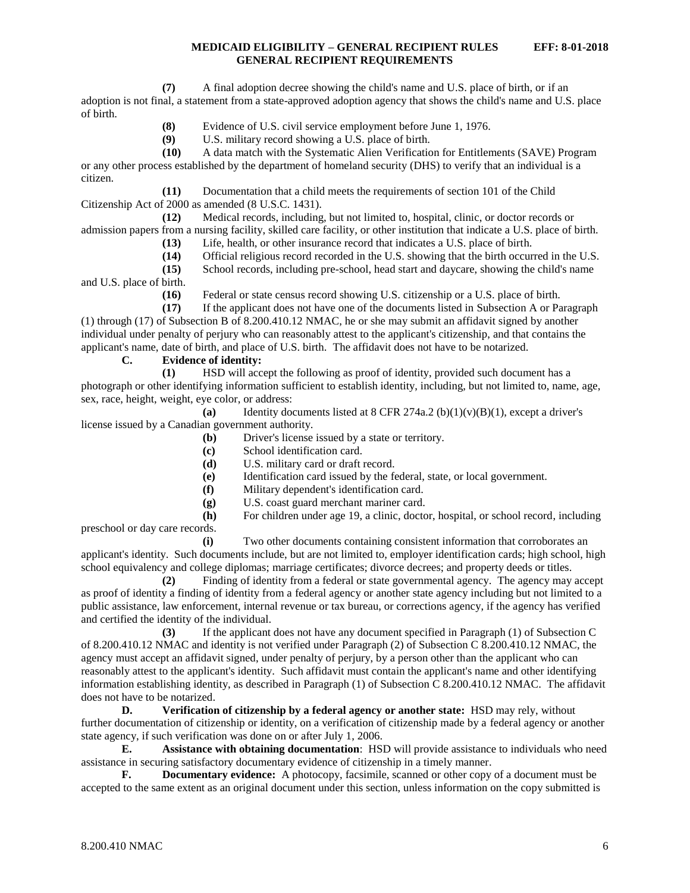**(7)** A final adoption decree showing the child's name and U.S. place of birth, or if an adoption is not final, a statement from a state-approved adoption agency that shows the child's name and U.S. place of birth.

**(8)** Evidence of U.S. civil service employment before June 1, 1976.

**(9)** U.S. military record showing a U.S. place of birth.

**(10)** A data match with the Systematic Alien Verification for Entitlements (SAVE) Program or any other process established by the department of homeland security (DHS) to verify that an individual is a citizen.

**(11)** Documentation that a child meets the requirements of section 101 of the Child Citizenship Act of 2000 as amended (8 U.S.C. 1431).

**(12)** Medical records, including, but not limited to, hospital, clinic, or doctor records or admission papers from a nursing facility, skilled care facility, or other institution that indicate a U.S. place of birth.

**(13)** Life, health, or other insurance record that indicates a U.S. place of birth.

**(14)** Official religious record recorded in the U.S. showing that the birth occurred in the U.S.

**(15)** School records, including pre-school, head start and daycare, showing the child's name and U.S. place of birth.

**(16)** Federal or state census record showing U.S. citizenship or a U.S. place of birth.

**(17)** If the applicant does not have one of the documents listed in Subsection A or Paragraph (1) through (17) of Subsection B of 8.200.410.12 NMAC, he or she may submit an affidavit signed by another individual under penalty of perjury who can reasonably attest to the applicant's citizenship, and that contains the applicant's name, date of birth, and place of U.S. birth. The affidavit does not have to be notarized.

**C. Evidence of identity:**

**(1)** HSD will accept the following as proof of identity, provided such document has a photograph or other identifying information sufficient to establish identity, including, but not limited to, name, age, sex, race, height, weight, eye color, or address:

**(a)** Identity documents listed at 8 CFR 274a.2 (b)(1)(v)(B)(1), except a driver's license issued by a Canadian government authority.

**(b)** Driver's license issued by a state or territory.

**(c)** School identification card.

**(d)** U.S. military card or draft record.

**(e)** Identification card issued by the federal, state, or local government.

**(f)** Military dependent's identification card.

**(g)** U.S. coast guard merchant mariner card.

**(h)** For children under age 19, a clinic, doctor, hospital, or school record, including preschool or day care records.

**(i)** Two other documents containing consistent information that corroborates an applicant's identity. Such documents include, but are not limited to, employer identification cards; high school, high school equivalency and college diplomas; marriage certificates; divorce decrees; and property deeds or titles.

**(2)** Finding of identity from a federal or state governmental agency. The agency may accept as proof of identity a finding of identity from a federal agency or another state agency including but not limited to a public assistance, law enforcement, internal revenue or tax bureau, or corrections agency, if the agency has verified and certified the identity of the individual.

**(3)** If the applicant does not have any document specified in Paragraph (1) of Subsection C of 8.200.410.12 NMAC and identity is not verified under Paragraph (2) of Subsection C 8.200.410.12 NMAC, the agency must accept an affidavit signed, under penalty of perjury, by a person other than the applicant who can reasonably attest to the applicant's identity. Such affidavit must contain the applicant's name and other identifying information establishing identity, as described in Paragraph (1) of Subsection C 8.200.410.12 NMAC. The affidavit does not have to be notarized.

**D. Verification of citizenship by a federal agency or another state:** HSD may rely, without further documentation of citizenship or identity, on a verification of citizenship made by a federal agency or another state agency, if such verification was done on or after July 1, 2006.

**E. Assistance with obtaining documentation**: HSD will provide assistance to individuals who need assistance in securing satisfactory documentary evidence of citizenship in a timely manner.

**F. Documentary evidence:** A photocopy, facsimile, scanned or other copy of a document must be accepted to the same extent as an original document under this section, unless information on the copy submitted is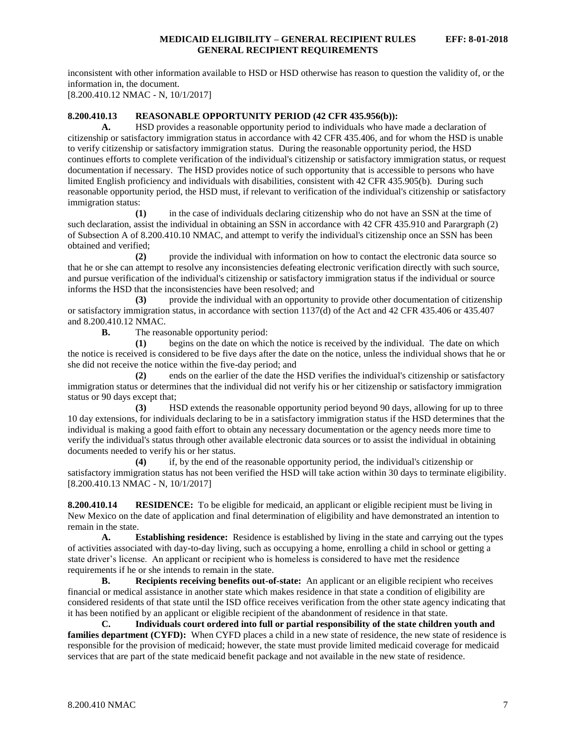inconsistent with other information available to HSD or HSD otherwise has reason to question the validity of, or the information in, the document.
[8.200.410.12 NMAC - N, 10/1/2017]

**8.200.410.13 REASONABLE OPPORTUNITY PERIOD (42 CFR 435.956(b)):**

**A.** HSD provides a reasonable opportunity period to individuals who have made a declaration of citizenship or satisfactory immigration status in accordance with 42 CFR 435.406, and for whom the HSD is unable to verify citizenship or satisfactory immigration status. During the reasonable opportunity period, the HSD continues efforts to complete verification of the individual's citizenship or satisfactory immigration status, or request documentation if necessary. The HSD provides notice of such opportunity that is accessible to persons who have limited English proficiency and individuals with disabilities, consistent with 42 CFR 435.905(b). During such reasonable opportunity period, the HSD must, if relevant to verification of the individual's citizenship or satisfactory immigration status:

**(1)** in the case of individuals declaring citizenship who do not have an SSN at the time of such declaration, assist the individual in obtaining an SSN in accordance with 42 CFR 435.910 and Parargraph (2) of Subsection A of 8.200.410.10 NMAC, and attempt to verify the individual's citizenship once an SSN has been obtained and verified;

**(2)** provide the individual with information on how to contact the electronic data source so that he or she can attempt to resolve any inconsistencies defeating electronic verification directly with such source, and pursue verification of the individual's citizenship or satisfactory immigration status if the individual or source informs the HSD that the inconsistencies have been resolved; and

**(3)** provide the individual with an opportunity to provide other documentation of citizenship or satisfactory immigration status, in accordance with section 1137(d) of the Act and 42 CFR 435.406 or 435.407 and 8.200.410.12 NMAC.

**B.** The reasonable opportunity period:

**(1)** begins on the date on which the notice is received by the individual. The date on which the notice is received is considered to be five days after the date on the notice, unless the individual shows that he or she did not receive the notice within the five-day period; and

**(2)** ends on the earlier of the date the HSD verifies the individual's citizenship or satisfactory immigration status or determines that the individual did not verify his or her citizenship or satisfactory immigration status or 90 days except that;

**(3)** HSD extends the reasonable opportunity period beyond 90 days, allowing for up to three 10 day extensions, for individuals declaring to be in a satisfactory immigration status if the HSD determines that the individual is making a good faith effort to obtain any necessary documentation or the agency needs more time to verify the individual's status through other available electronic data sources or to assist the individual in obtaining documents needed to verify his or her status.

**(4)** if, by the end of the reasonable opportunity period, the individual's citizenship or satisfactory immigration status has not been verified the HSD will take action within 30 days to terminate eligibility.
[8.200.410.13 NMAC - N, 10/1/2017]

**8.200.410.14 RESIDENCE:** To be eligible for medicaid, an applicant or eligible recipient must be living in New Mexico on the date of application and final determination of eligibility and have demonstrated an intention to remain in the state.

**A. Establishing residence:** Residence is established by living in the state and carrying out the types of activities associated with day-to-day living, such as occupying a home, enrolling a child in school or getting a state driver's license. An applicant or recipient who is homeless is considered to have met the residence requirements if he or she intends to remain in the state.

**B. Recipients receiving benefits out-of-state:** An applicant or an eligible recipient who receives financial or medical assistance in another state which makes residence in that state a condition of eligibility are considered residents of that state until the ISD office receives verification from the other state agency indicating that it has been notified by an applicant or eligible recipient of the abandonment of residence in that state.

**C. Individuals court ordered into full or partial responsibility of the state children youth and families department (CYFD):** When CYFD places a child in a new state of residence, the new state of residence is responsible for the provision of medicaid; however, the state must provide limited medicaid coverage for medicaid services that are part of the state medicaid benefit package and not available in the new state of residence.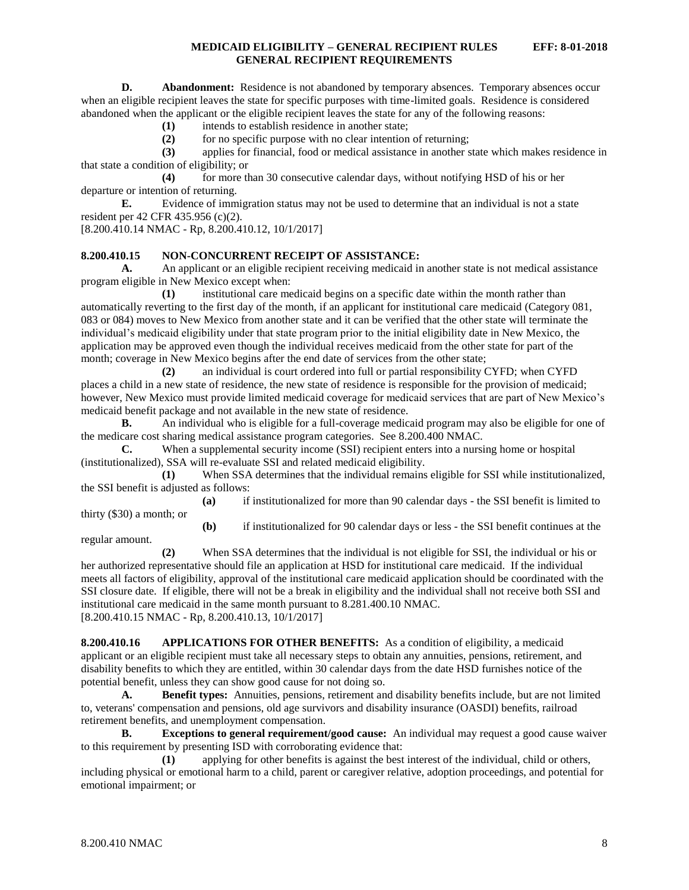**D. Abandonment:** Residence is not abandoned by temporary absences. Temporary absences occur when an eligible recipient leaves the state for specific purposes with time-limited goals. Residence is considered abandoned when the applicant or the eligible recipient leaves the state for any of the following reasons:

**(1)** intends to establish residence in another state;

**(2)** for no specific purpose with no clear intention of returning;

**(3)** applies for financial, food or medical assistance in another state which makes residence in that state a condition of eligibility; or

**(4)** for more than 30 consecutive calendar days, without notifying HSD of his or her departure or intention of returning.

**E.** Evidence of immigration status may not be used to determine that an individual is not a state resident per 42 CFR 435.956 (c)(2).

[8.200.410.14 NMAC - Rp, 8.200.410.12, 10/1/2017]

**8.200.410.15 NON-CONCURRENT RECEIPT OF ASSISTANCE:**

**A.** An applicant or an eligible recipient receiving medicaid in another state is not medical assistance program eligible in New Mexico except when:

**(1)** institutional care medicaid begins on a specific date within the month rather than automatically reverting to the first day of the month, if an applicant for institutional care medicaid (Category 081, 083 or 084) moves to New Mexico from another state and it can be verified that the other state will terminate the individual's medicaid eligibility under that state program prior to the initial eligibility date in New Mexico, the application may be approved even though the individual receives medicaid from the other state for part of the month; coverage in New Mexico begins after the end date of services from the other state;

**(2)** an individual is court ordered into full or partial responsibility CYFD; when CYFD places a child in a new state of residence, the new state of residence is responsible for the provision of medicaid; however, New Mexico must provide limited medicaid coverage for medicaid services that are part of New Mexico's medicaid benefit package and not available in the new state of residence.

**B.** An individual who is eligible for a full-coverage medicaid program may also be eligible for one of the medicare cost sharing medical assistance program categories. See 8.200.400 NMAC.

**C.** When a supplemental security income (SSI) recipient enters into a nursing home or hospital (institutionalized), SSA will re-evaluate SSI and related medicaid eligibility.

**(1)** When SSA determines that the individual remains eligible for SSI while institutionalized, the SSI benefit is adjusted as follows:

**(a)** if institutionalized for more than 90 calendar days - the SSI benefit is limited to thirty ($30) a month; or

**(b)** if institutionalized for 90 calendar days or less - the SSI benefit continues at the regular amount.

**(2)** When SSA determines that the individual is not eligible for SSI, the individual or his or her authorized representative should file an application at HSD for institutional care medicaid. If the individual meets all factors of eligibility, approval of the institutional care medicaid application should be coordinated with the SSI closure date. If eligible, there will not be a break in eligibility and the individual shall not receive both SSI and institutional care medicaid in the same month pursuant to 8.281.400.10 NMAC.

[8.200.410.15 NMAC - Rp, 8.200.410.13, 10/1/2017]

**8.200.410.16 APPLICATIONS FOR OTHER BENEFITS:** As a condition of eligibility, a medicaid applicant or an eligible recipient must take all necessary steps to obtain any annuities, pensions, retirement, and disability benefits to which they are entitled, within 30 calendar days from the date HSD furnishes notice of the potential benefit, unless they can show good cause for not doing so.

**A. Benefit types:** Annuities, pensions, retirement and disability benefits include, but are not limited to, veterans' compensation and pensions, old age survivors and disability insurance (OASDI) benefits, railroad retirement benefits, and unemployment compensation.

**B. Exceptions to general requirement/good cause:** An individual may request a good cause waiver to this requirement by presenting ISD with corroborating evidence that:

**(1)** applying for other benefits is against the best interest of the individual, child or others, including physical or emotional harm to a child, parent or caregiver relative, adoption proceedings, and potential for emotional impairment; or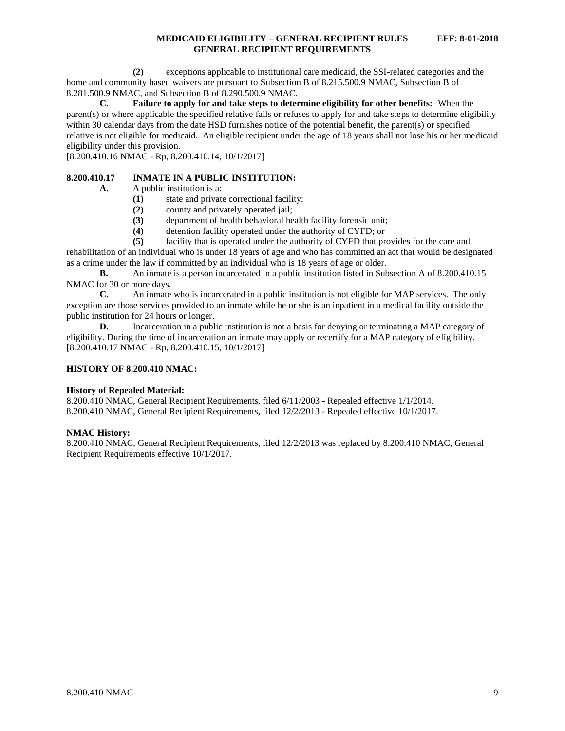**(2)** exceptions applicable to institutional care medicaid, the SSI-related categories and the home and community based waivers are pursuant to Subsection B of 8.215.500.9 NMAC, Subsection B of 8.281.500.9 NMAC, and Subsection B of 8.290.500.9 NMAC.

**C. Failure to apply for and take steps to determine eligibility for other benefits:** When the parent(s) or where applicable the specified relative fails or refuses to apply for and take steps to determine eligibility within 30 calendar days from the date HSD furnishes notice of the potential benefit, the parent(s) or specified relative is not eligible for medicaid. An eligible recipient under the age of 18 years shall not lose his or her medicaid eligibility under this provision.

[8.200.410.16 NMAC - Rp, 8.200.410.14, 10/1/2017]

**8.200.410.17 INMATE IN A PUBLIC INSTITUTION:**

**A.** A public institution is a:

**(1)** state and private correctional facility;

**(2)** county and privately operated jail;

**(3)** department of health behavioral health facility forensic unit;

**(4)** detention facility operated under the authority of CYFD; or

**(5)** facility that is operated under the authority of CYFD that provides for the care and rehabilitation of an individual who is under 18 years of age and who has committed an act that would be designated as a crime under the law if committed by an individual who is 18 years of age or older.

**B.** An inmate is a person incarcerated in a public institution listed in Subsection A of 8.200.410.15 NMAC for 30 or more days.

**C.** An inmate who is incarcerated in a public institution is not eligible for MAP services. The only exception are those services provided to an inmate while he or she is an inpatient in a medical facility outside the public institution for 24 hours or longer.

**D.** Incarceration in a public institution is not a basis for denying or terminating a MAP category of eligibility. During the time of incarceration an inmate may apply or recertify for a MAP category of eligibility.

[8.200.410.17 NMAC - Rp, 8.200.410.15, 10/1/2017]

**HISTORY OF 8.200.410 NMAC:**

**History of Repealed Material:**

8.200.410 NMAC, General Recipient Requirements, filed 6/11/2003 - Repealed effective 1/1/2014.

8.200.410 NMAC, General Recipient Requirements, filed 12/2/2013 - Repealed effective 10/1/2017.

**NMAC History:**

8.200.410 NMAC, General Recipient Requirements, filed 12/2/2013 was replaced by 8.200.410 NMAC, General Recipient Requirements effective 10/1/2017.